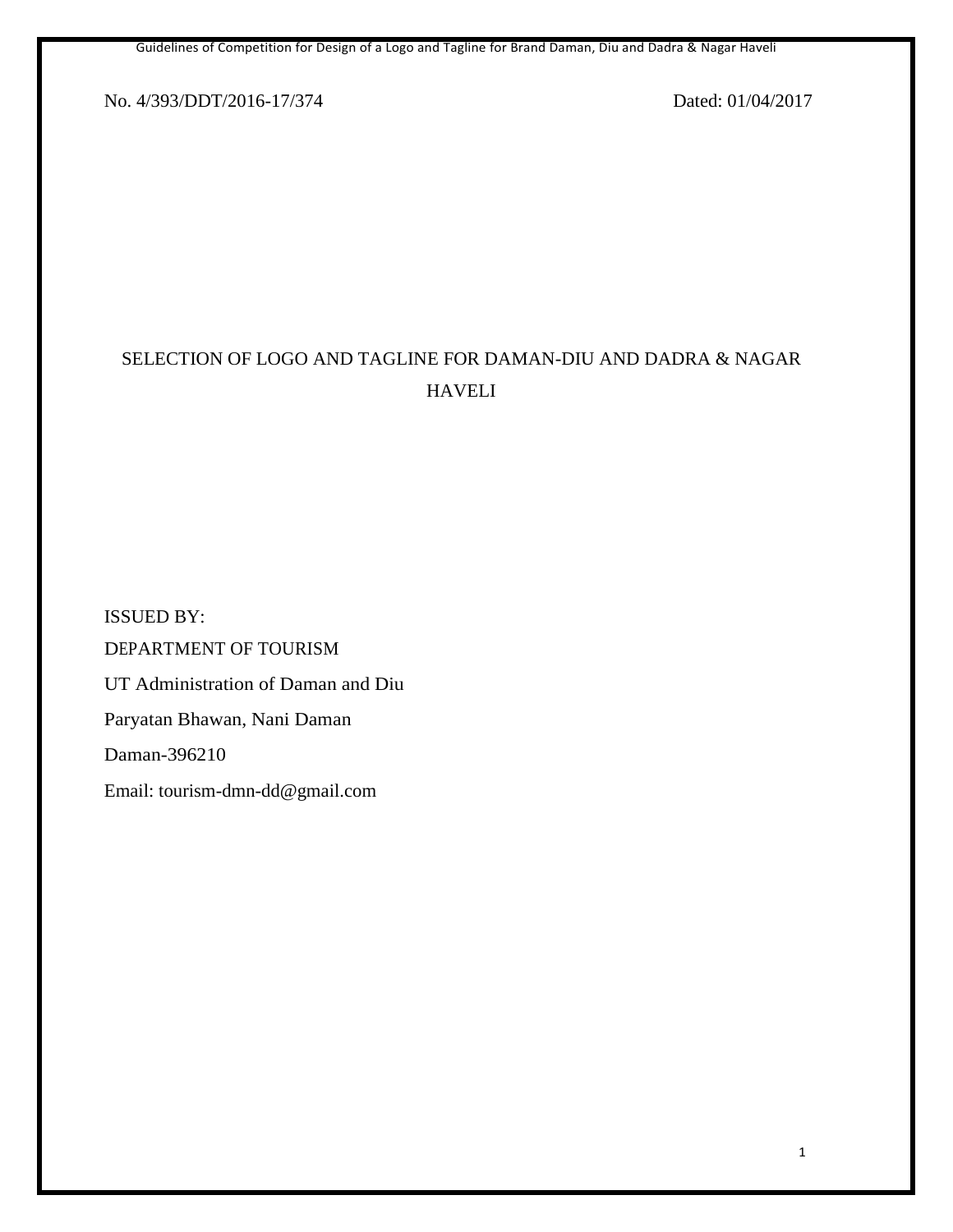No. 4/393/DDT/2016-17/374 Dated: 01/04/2017

# SELECTION OF LOGO AND TAGLINE FOR DAMAN-DIU AND DADRA & NAGAR HAVELI

ISSUED BY:

DEPARTMENT OF TOURISM

UT Administration of Daman and Diu

Paryatan Bhawan, Nani Daman

Daman-396210

Email: tourism-dmn-dd@gmail.com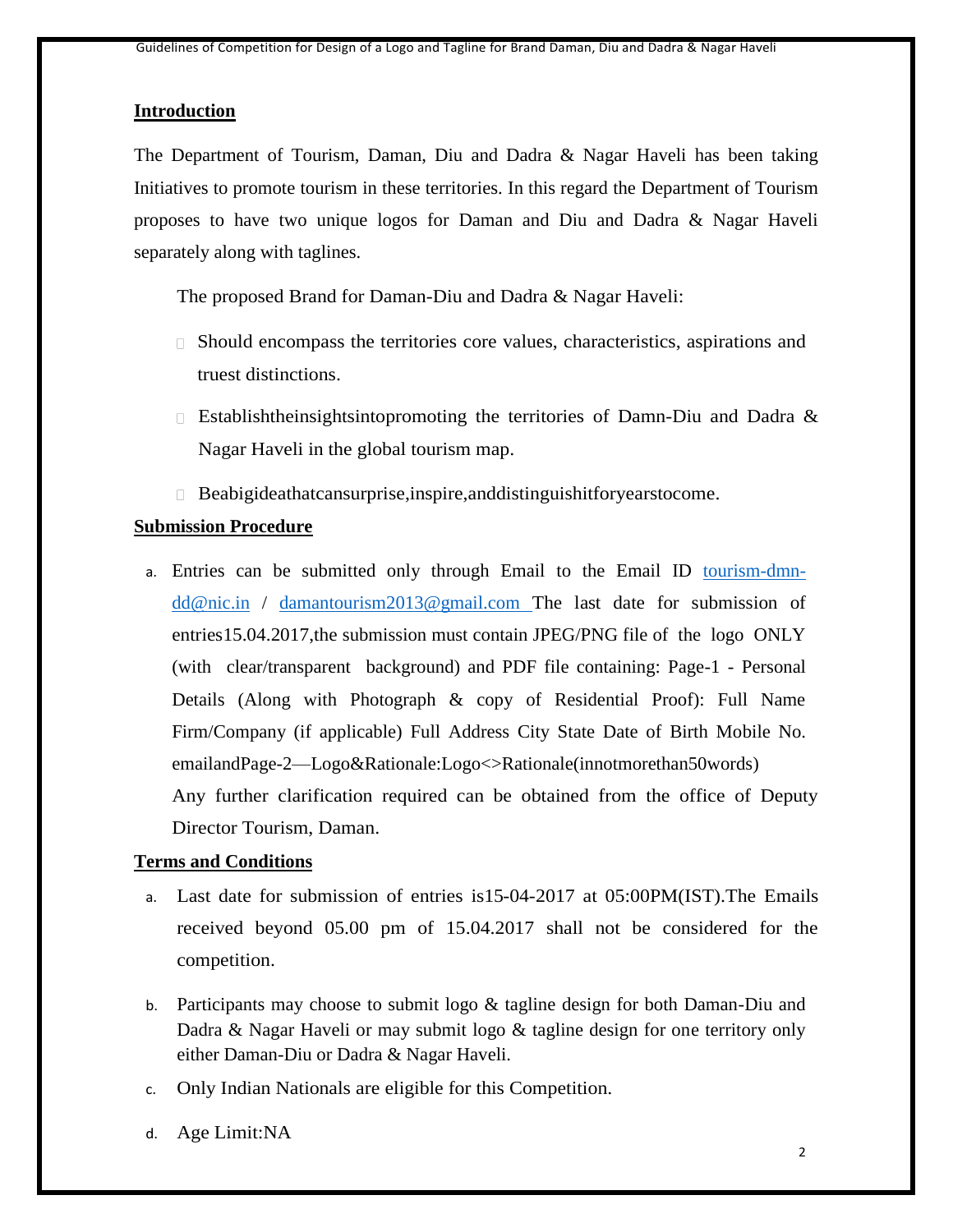## Introduction

The Department of Tourism, Daman, Diu and Dadra & Nagar Haveli has been taking Initiatives to promote tourism in these territories. In this regard the Department of Tourism proposes to have two unique logos for Daman and Diu and Dadra & Nagar Haveli separately along with taglines.

The proposed Brand for Daman-Diu and Dadra & Nagar Haveli:

- Should encompass the territories core values, characteristics, aspirations and truest distinctions.
- Establishtheinsightsintopromoting the territories of Damn-Diu and Dadra & Nagar Haveli in the global tourism map.
- Beabigideathatcansurprise,inspire,anddistinguishitforyearstocome.

## Submission Procedure

a. Entries can be submitted only through Email to the Email ID tourism-dmn-dd@nic.in / damantourism2013@gmail.com The last date for submission of entries15.04.2017,the submission must contain JPEG/PNG file of the logo ONLY (with clear/transparent background) and PDF file containing: Page-1 - Personal Details (Along with Photograph & copy of Residential Proof): Full Name Firm/Company (if applicable) Full Address City State Date of Birth Mobile No. emailandPage-2—Logo&Rationale:Logo<>Rationale(innotmorethan50words)
Any further clarification required can be obtained from the office of Deputy Director Tourism, Daman.

## Terms and Conditions

a. Last date for submission of entries is15-04-2017 at 05:00PM(IST).The Emails received beyond 05.00 pm of 15.04.2017 shall not be considered for the competition.

b. Participants may choose to submit logo & tagline design for both Daman-Diu and Dadra & Nagar Haveli or may submit logo & tagline design for one territory only either Daman-Diu or Dadra & Nagar Haveli.

c. Only Indian Nationals are eligible for this Competition.

d. Age Limit:NA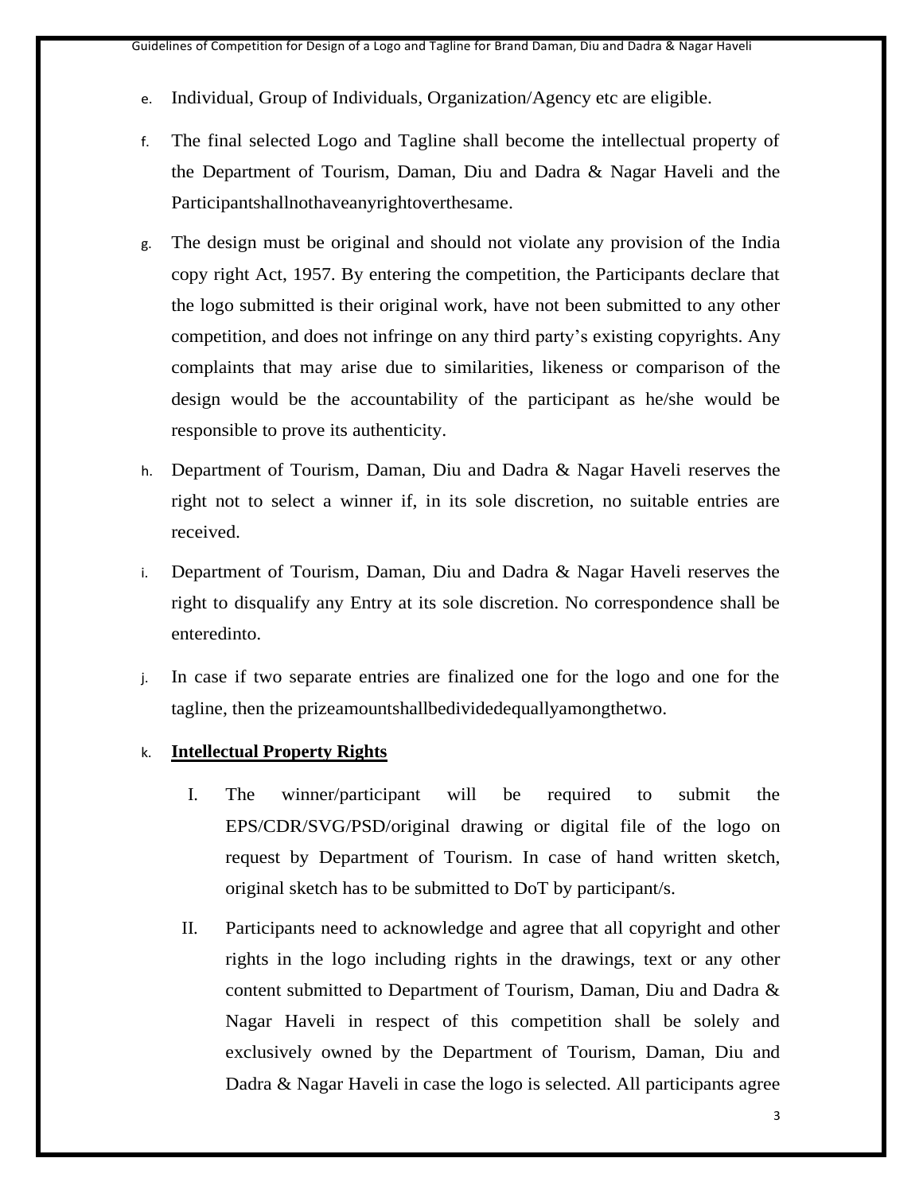e. Individual, Group of Individuals, Organization/Agency etc are eligible.

f. The final selected Logo and Tagline shall become the intellectual property of the Department of Tourism, Daman, Diu and Dadra & Nagar Haveli and the Participantshallnothaveanyrightoverthesame.

g. The design must be original and should not violate any provision of the India copy right Act, 1957. By entering the competition, the Participants declare that the logo submitted is their original work, have not been submitted to any other competition, and does not infringe on any third party's existing copyrights. Any complaints that may arise due to similarities, likeness or comparison of the design would be the accountability of the participant as he/she would be responsible to prove its authenticity.

h. Department of Tourism, Daman, Diu and Dadra & Nagar Haveli reserves the right not to select a winner if, in its sole discretion, no suitable entries are received.

i. Department of Tourism, Daman, Diu and Dadra & Nagar Haveli reserves the right to disqualify any Entry at its sole discretion. No correspondence shall be enteredinto.

j. In case if two separate entries are finalized one for the logo and one for the tagline, then the prizeamountshallbedividedequallyamongthetwo.

k. **Intellectual Property Rights**

   I. The winner/participant will be required to submit the EPS/CDR/SVG/PSD/original drawing or digital file of the logo on request by Department of Tourism. In case of hand written sketch, original sketch has to be submitted to DoT by participant/s.

   II. Participants need to acknowledge and agree that all copyright and other rights in the logo including rights in the drawings, text or any other content submitted to Department of Tourism, Daman, Diu and Dadra & Nagar Haveli in respect of this competition shall be solely and exclusively owned by the Department of Tourism, Daman, Diu and Dadra & Nagar Haveli in case the logo is selected. All participants agree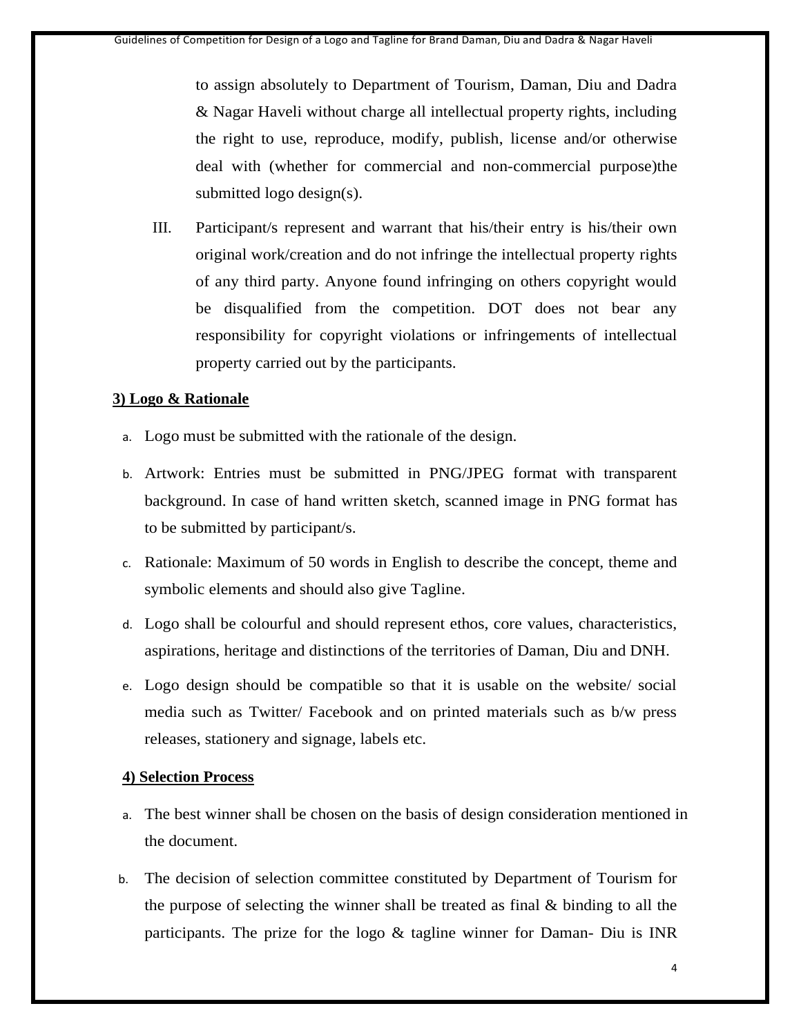to assign absolutely to Department of Tourism, Daman, Diu and Dadra & Nagar Haveli without charge all intellectual property rights, including the right to use, reproduce, modify, publish, license and/or otherwise deal with (whether for commercial and non-commercial purpose)the submitted logo design(s).

III. Participant/s represent and warrant that his/their entry is his/their own original work/creation and do not infringe the intellectual property rights of any third party. Anyone found infringing on others copyright would be disqualified from the competition. DOT does not bear any responsibility for copyright violations or infringements of intellectual property carried out by the participants.

**3) Logo & Rationale**

a. Logo must be submitted with the rationale of the design.

b. Artwork: Entries must be submitted in PNG/JPEG format with transparent background. In case of hand written sketch, scanned image in PNG format has to be submitted by participant/s.

c. Rationale: Maximum of 50 words in English to describe the concept, theme and symbolic elements and should also give Tagline.

d. Logo shall be colourful and should represent ethos, core values, characteristics, aspirations, heritage and distinctions of the territories of Daman, Diu and DNH.

e. Logo design should be compatible so that it is usable on the website/ social media such as Twitter/ Facebook and on printed materials such as b/w press releases, stationery and signage, labels etc.

**4) Selection Process**

a. The best winner shall be chosen on the basis of design consideration mentioned in the document.

b. The decision of selection committee constituted by Department of Tourism for the purpose of selecting the winner shall be treated as final & binding to all the participants. The prize for the logo & tagline winner for Daman- Diu is INR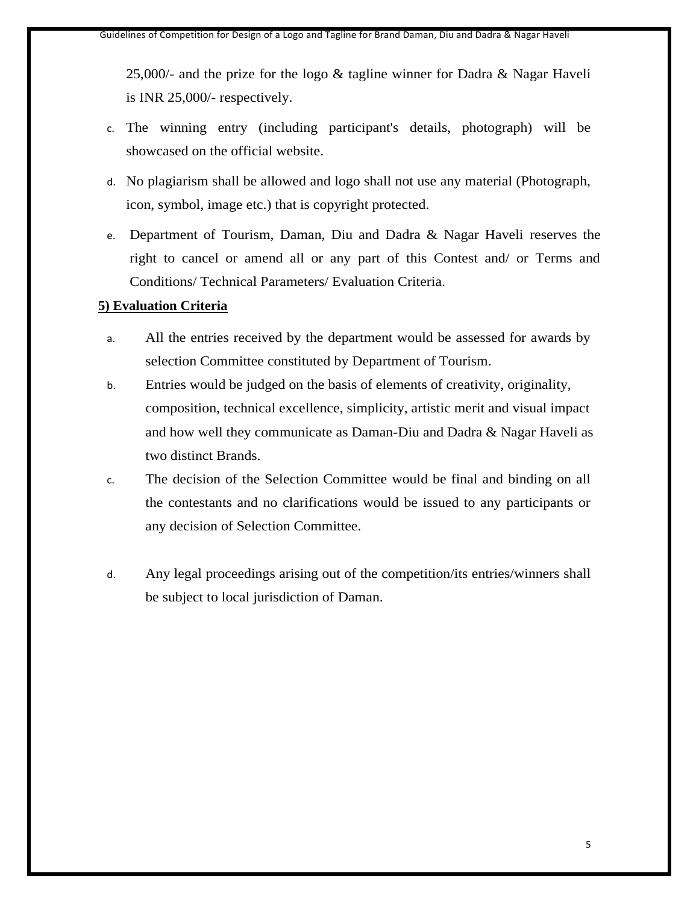25,000/- and the prize for the logo & tagline winner for Dadra & Nagar Haveli is INR 25,000/- respectively.

c. The winning entry (including participant's details, photograph) will be showcased on the official website.

d. No plagiarism shall be allowed and logo shall not use any material (Photograph, icon, symbol, image etc.) that is copyright protected.

e. Department of Tourism, Daman, Diu and Dadra & Nagar Haveli reserves the right to cancel or amend all or any part of this Contest and/ or Terms and Conditions/ Technical Parameters/ Evaluation Criteria.

**5) Evaluation Criteria**

a. All the entries received by the department would be assessed for awards by selection Committee constituted by Department of Tourism.

b. Entries would be judged on the basis of elements of creativity, originality, composition, technical excellence, simplicity, artistic merit and visual impact and how well they communicate as Daman-Diu and Dadra & Nagar Haveli as two distinct Brands.

c. The decision of the Selection Committee would be final and binding on all the contestants and no clarifications would be issued to any participants or any decision of Selection Committee.

d. Any legal proceedings arising out of the competition/its entries/winners shall be subject to local jurisdiction of Daman.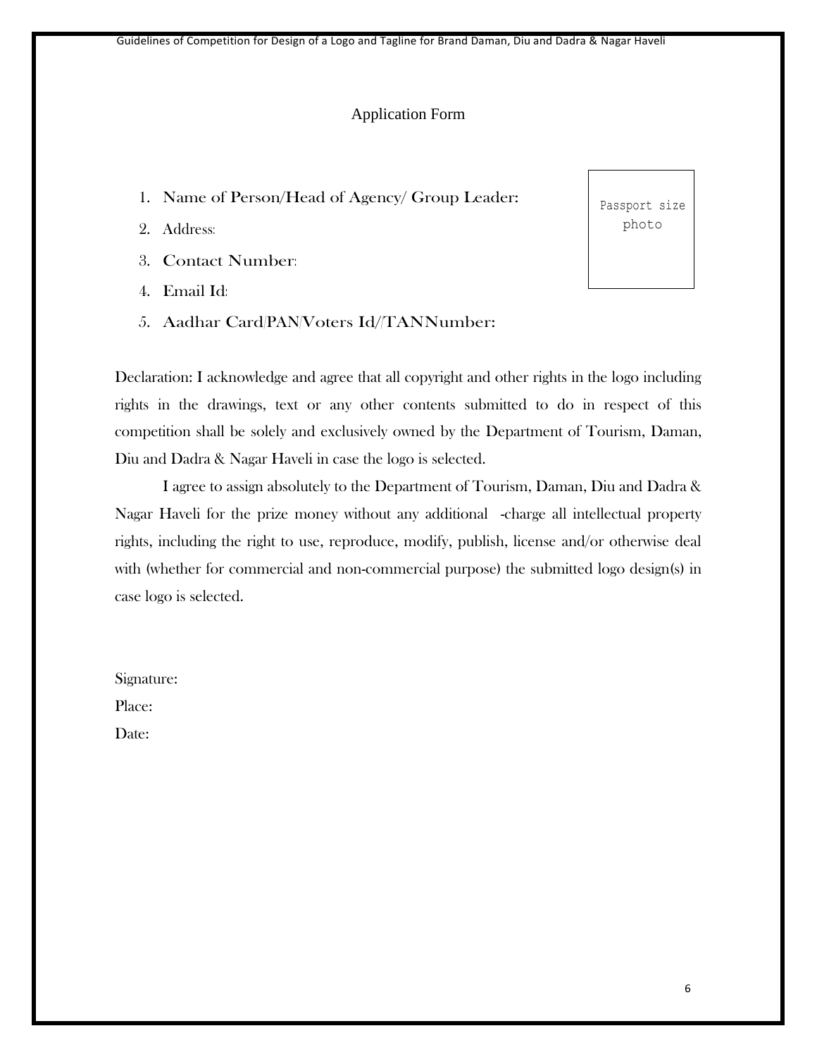# Application Form

1. Name of Person/Head of Agency/ Group Leader:
2. Address:
3. Contact Number:
4. Email Id:
5. Aadhar Card/PAN/Voters Id/TANNumber:

Passport size photo

Declaration: I acknowledge and agree that all copyright and other rights in the logo including rights in the drawings, text or any other contents submitted to do in respect of this competition shall be solely and exclusively owned by the Department of Tourism, Daman, Diu and Dadra & Nagar Haveli in case the logo is selected.

I agree to assign absolutely to the Department of Tourism, Daman, Diu and Dadra & Nagar Haveli for the prize money without any additional -charge all intellectual property rights, including the right to use, reproduce, modify, publish, license and/or otherwise deal with (whether for commercial and non-commercial purpose) the submitted logo design(s) in case logo is selected.

Signature:

Place:

Date: